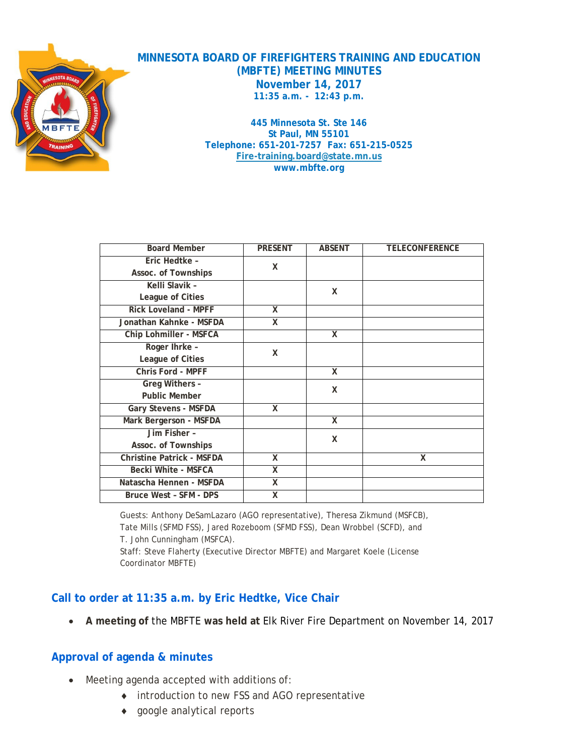# MINNESOTA BOARD OF FIREFIGHTERS TRAINING AND EDUCATION (MBFTE) MEETING MINUTES

**November 14, 2017**

**11:35 a.m. - 12:43 p.m.**

**445 Minnesota St. Ste 146**
**St Paul, MN 55101**
**Telephone: 651-201-7257 Fax: 651-215-0525**
**Fire-training.board@state.mn.us**
**www.mbfte.org**

| Board Member | PRESENT | ABSENT | TELECONFERENCE |
|---|---|---|---|
| Eric Hedtke – Assoc. of Townships | X | | |
| Kelli Slavik – League of Cities | | X | |
| Rick Loveland - MPFF | X | | |
| Jonathan Kahnke - MSFDA | X | | |
| Chip Lohmiller - MSFCA | | X | |
| Roger Ihrke – League of Cities | X | | |
| Chris Ford - MPFF | | X | |
| Greg Withers – Public Member | | X | |
| Gary Stevens - MSFDA | X | | |
| Mark Bergerson - MSFDA | | X | |
| Jim Fisher – Assoc. of Townships | | X | |
| Christine Patrick - MSFDA | X | | X |
| Becki White - MSFCA | X | | |
| Natascha Hennen - MSFDA | X | | |
| Bruce West - SFM - DPS | X | | |

Guests: Anthony DeSamLazaro (AGO representative), Theresa Zikmund (MSFCB), Tate Mills (SFMD FSS), Jared Rozeboom (SFMD FSS), Dean Wrobbel (SCFD), and T. John Cunningham (MSFCA).
Staff: Steve Flaherty (Executive Director MBFTE) and Margaret Koele (License Coordinator MBFTE)

## Call to order at 11:35 a.m. by Eric Hedtke, Vice Chair

- **A meeting of** the MBFTE **was held at** Elk River Fire Department on November 14, 2017

## Approval of agenda & minutes

- Meeting agenda accepted with additions of:
  - introduction to new FSS and AGO representative
  - google analytical reports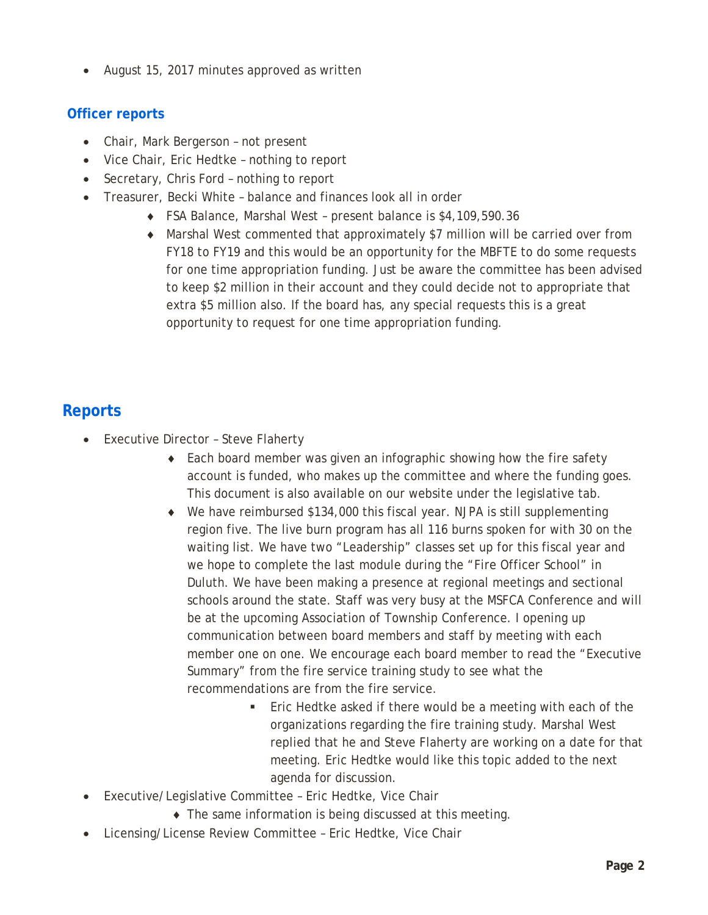- August 15, 2017 minutes approved as written

### Officer reports

- Chair, Mark Bergerson – not present
- Vice Chair, Eric Hedtke – nothing to report
- Secretary, Chris Ford – nothing to report
- Treasurer, Becki White – balance and finances look all in order
    - FSA Balance, Marshal West – present balance is $4,109,590.36
    - Marshal West commented that approximately $7 million will be carried over from FY18 to FY19 and this would be an opportunity for the MBFTE to do some requests for one time appropriation funding. Just be aware the committee has been advised to keep $2 million in their account and they could decide not to appropriate that extra $5 million also. If the board has, any special requests this is a great opportunity to request for one time appropriation funding.

## Reports

- Executive Director – Steve Flaherty
    - Each board member was given an infographic showing how the fire safety account is funded, who makes up the committee and where the funding goes. This document is also available on our website under the legislative tab.
    - We have reimbursed $134,000 this fiscal year. NJPA is still supplementing region five. The live burn program has all 116 burns spoken for with 30 on the waiting list. We have two "Leadership" classes set up for this fiscal year and we hope to complete the last module during the "Fire Officer School" in Duluth. We have been making a presence at regional meetings and sectional schools around the state. Staff was very busy at the MSFCA Conference and will be at the upcoming Association of Township Conference. I opening up communication between board members and staff by meeting with each member one on one. We encourage each board member to read the "Executive Summary" from the fire service training study to see what the recommendations are from the fire service.
        - Eric Hedtke asked if there would be a meeting with each of the organizations regarding the fire training study. Marshal West replied that he and Steve Flaherty are working on a date for that meeting. Eric Hedtke would like this topic added to the next agenda for discussion.
- Executive/Legislative Committee – Eric Hedtke, Vice Chair
    - The same information is being discussed at this meeting.
- Licensing/License Review Committee – Eric Hedtke, Vice Chair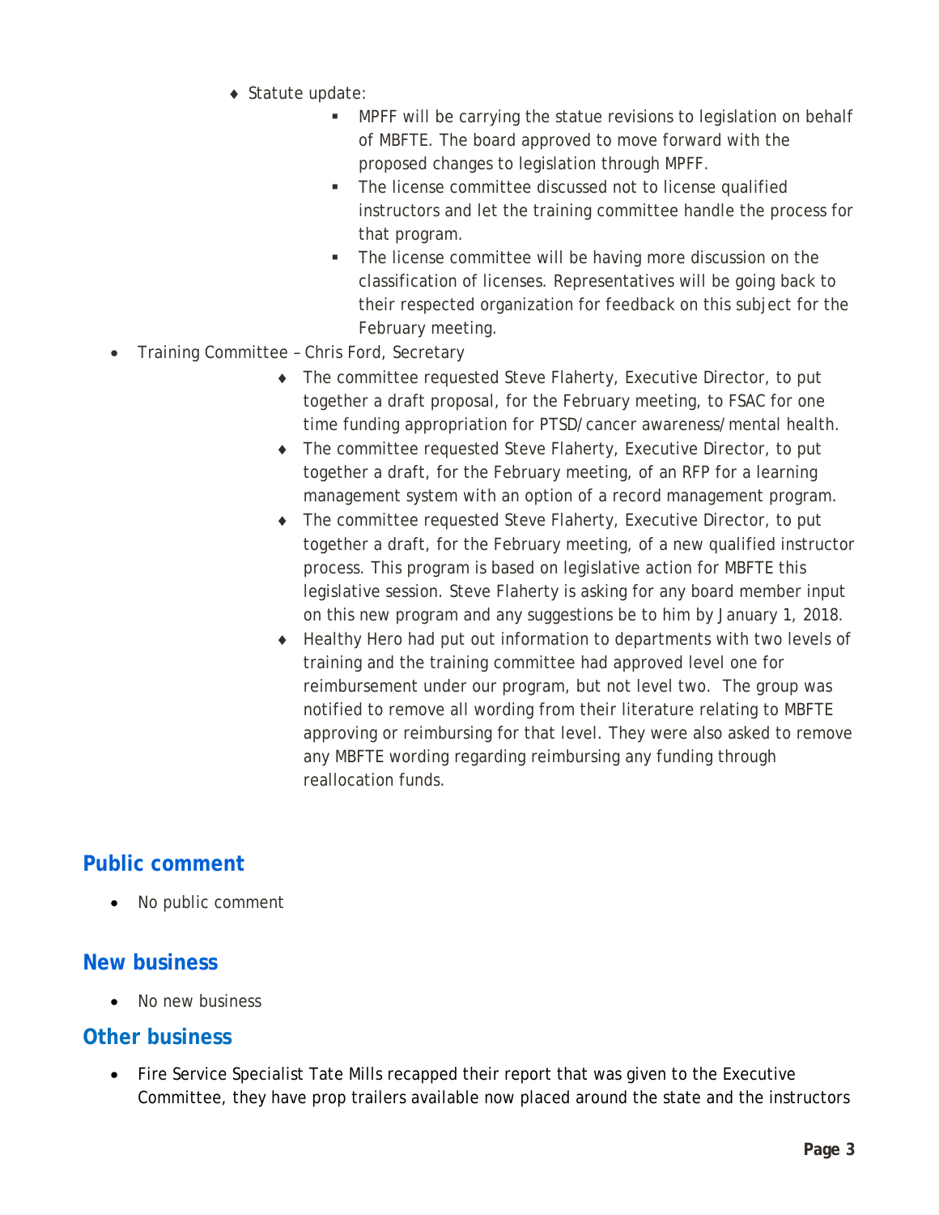- Statute update:
  - MPFF will be carrying the statue revisions to legislation on behalf of MBFTE. The board approved to move forward with the proposed changes to legislation through MPFF.
  - The license committee discussed not to license qualified instructors and let the training committee handle the process for that program.
  - The license committee will be having more discussion on the classification of licenses. Representatives will be going back to their respected organization for feedback on this subject for the February meeting.

- Training Committee – Chris Ford, Secretary
  - The committee requested Steve Flaherty, Executive Director, to put together a draft proposal, for the February meeting, to FSAC for one time funding appropriation for PTSD/cancer awareness/mental health.
  - The committee requested Steve Flaherty, Executive Director, to put together a draft, for the February meeting, of an RFP for a learning management system with an option of a record management program.
  - The committee requested Steve Flaherty, Executive Director, to put together a draft, for the February meeting, of a new qualified instructor process. This program is based on legislative action for MBFTE this legislative session. Steve Flaherty is asking for any board member input on this new program and any suggestions be to him by January 1, 2018.
  - Healthy Hero had put out information to departments with two levels of training and the training committee had approved level one for reimbursement under our program, but not level two. The group was notified to remove all wording from their literature relating to MBFTE approving or reimbursing for that level. They were also asked to remove any MBFTE wording regarding reimbursing any funding through reallocation funds.

## Public comment

- No public comment

## New business

- No new business

## Other business

- Fire Service Specialist Tate Mills recapped their report that was given to the Executive Committee, they have prop trailers available now placed around the state and the instructors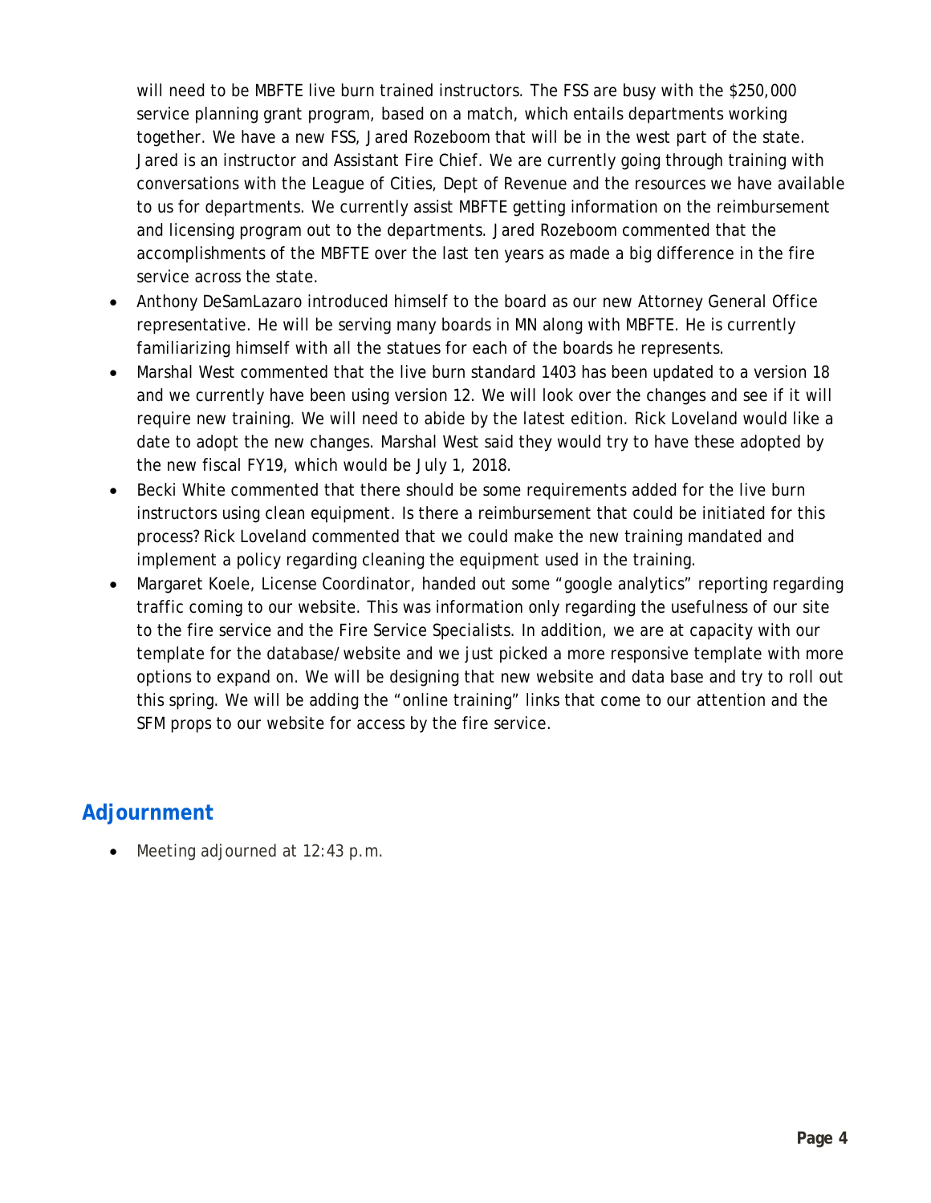will need to be MBFTE live burn trained instructors. The FSS are busy with the $250,000 service planning grant program, based on a match, which entails departments working together. We have a new FSS, Jared Rozeboom that will be in the west part of the state. Jared is an instructor and Assistant Fire Chief. We are currently going through training with conversations with the League of Cities, Dept of Revenue and the resources we have available to us for departments. We currently assist MBFTE getting information on the reimbursement and licensing program out to the departments. Jared Rozeboom commented that the accomplishments of the MBFTE over the last ten years as made a big difference in the fire service across the state.

- Anthony DeSamLazaro introduced himself to the board as our new Attorney General Office representative. He will be serving many boards in MN along with MBFTE. He is currently familiarizing himself with all the statues for each of the boards he represents.
- Marshal West commented that the live burn standard 1403 has been updated to a version 18 and we currently have been using version 12. We will look over the changes and see if it will require new training. We will need to abide by the latest edition. Rick Loveland would like a date to adopt the new changes. Marshal West said they would try to have these adopted by the new fiscal FY19, which would be July 1, 2018.
- Becki White commented that there should be some requirements added for the live burn instructors using clean equipment. Is there a reimbursement that could be initiated for this process? Rick Loveland commented that we could make the new training mandated and implement a policy regarding cleaning the equipment used in the training.
- Margaret Koele, License Coordinator, handed out some "google analytics" reporting regarding traffic coming to our website. This was information only regarding the usefulness of our site to the fire service and the Fire Service Specialists. In addition, we are at capacity with our template for the database/website and we just picked a more responsive template with more options to expand on. We will be designing that new website and data base and try to roll out this spring. We will be adding the "online training" links that come to our attention and the SFM props to our website for access by the fire service.

## Adjournment

- Meeting adjourned at 12:43 p.m.